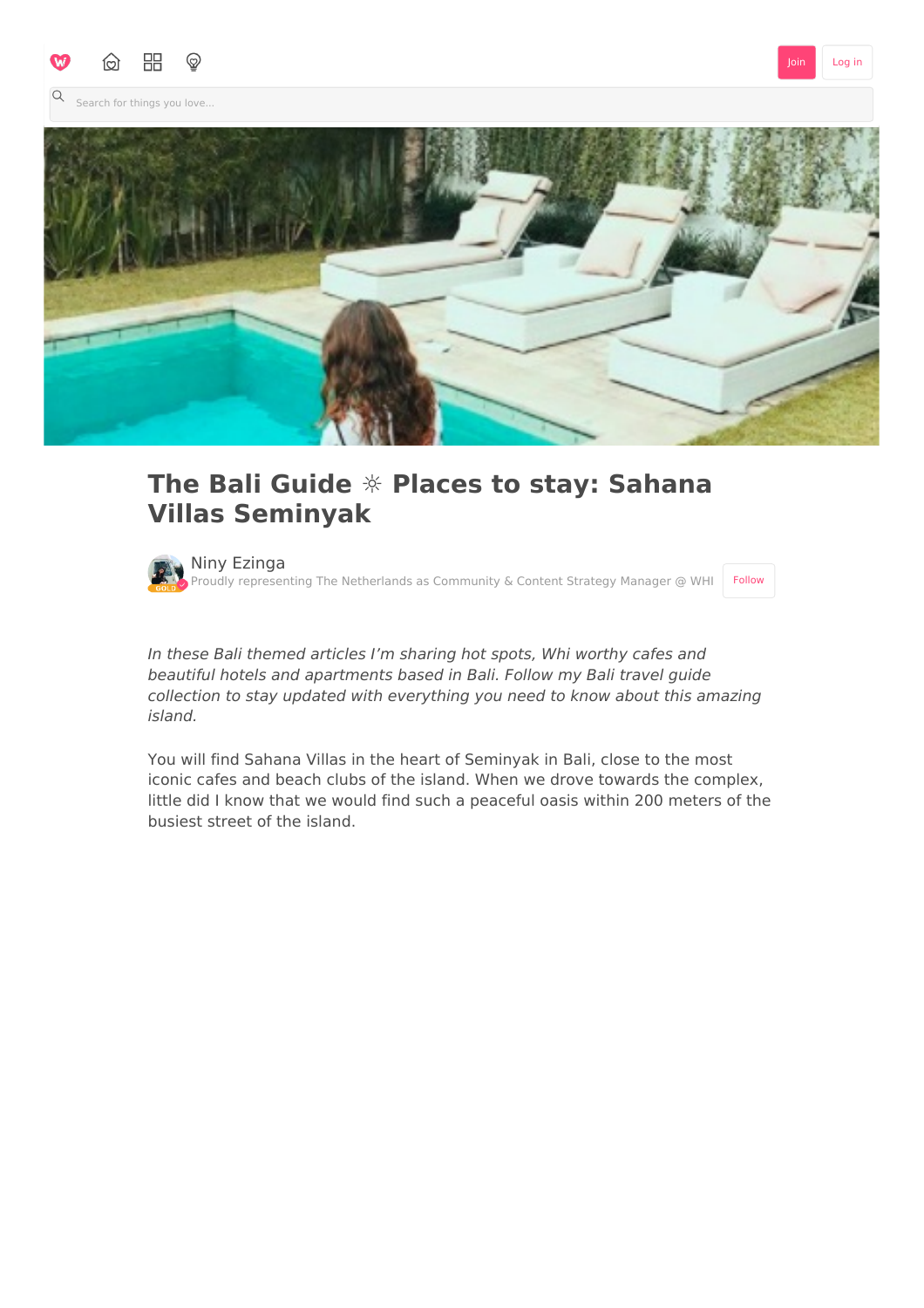# The Bali Guide ☼ Places to stay: Sahana Villas Seminyak

Niny Ezinga
Proudly representing The Netherlands as Community & Content Strategy Manager @ WHI

*In these Bali themed articles I'm sharing hot spots, Whi worthy cafes and beautiful hotels and apartments based in Bali. Follow my Bali travel guide collection to stay updated with everything you need to know about this amazing island.*

You will find Sahana Villas in the heart of Seminyak in Bali, close to the most iconic cafes and beach clubs of the island. When we drove towards the complex, little did I know that we would find such a peaceful oasis within 200 meters of the busiest street of the island.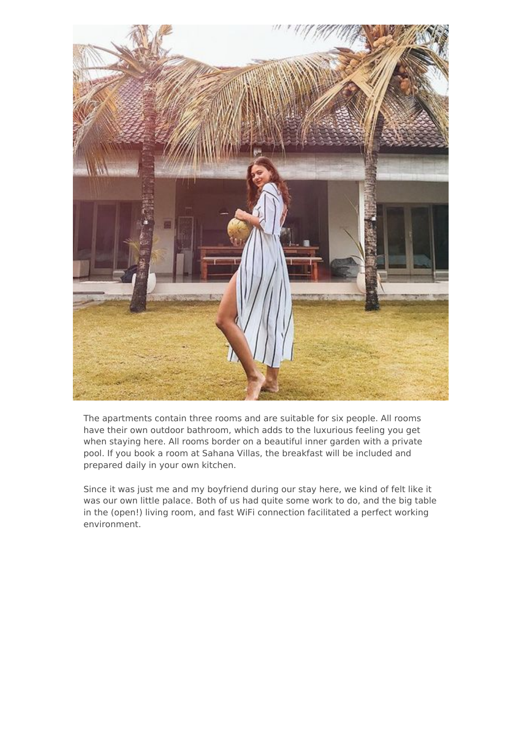The apartments contain three rooms and are suitable for six people. All rooms have their own outdoor bathroom, which adds to the luxurious feeling you get when staying here. All rooms border on a beautiful inner garden with a private pool. If you book a room at Sahana Villas, the breakfast will be included and prepared daily in your own kitchen.

Since it was just me and my boyfriend during our stay here, we kind of felt like it was our own little palace. Both of us had quite some work to do, and the big table in the (open!) living room, and fast WiFi connection facilitated a perfect working environment.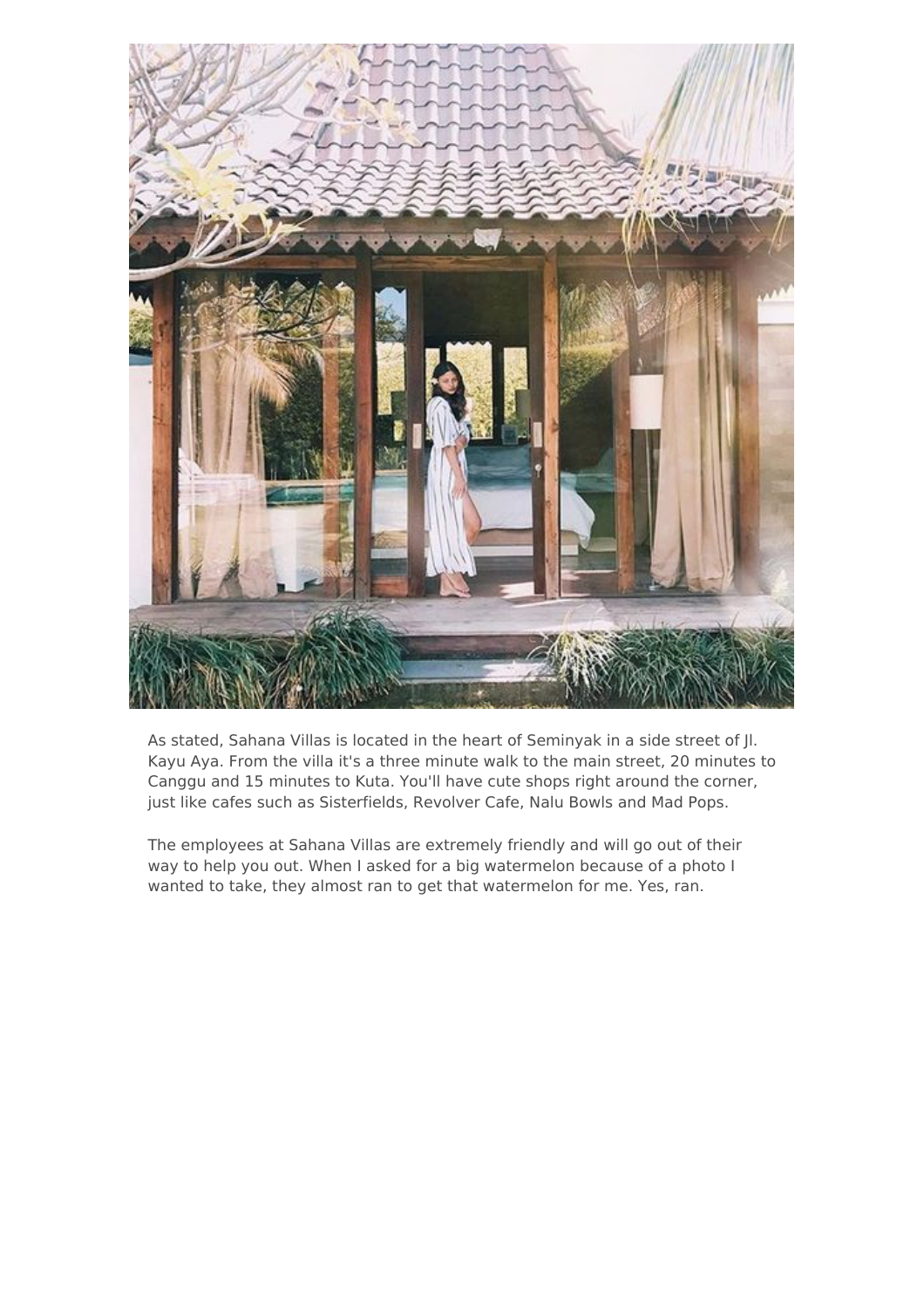As stated, Sahana Villas is located in the heart of Seminyak in a side street of Jl. Kayu Aya. From the villa it's a three minute walk to the main street, 20 minutes to Canggu and 15 minutes to Kuta. You'll have cute shops right around the corner, just like cafes such as Sisterfields, Revolver Cafe, Nalu Bowls and Mad Pops.

The employees at Sahana Villas are extremely friendly and will go out of their way to help you out. When I asked for a big watermelon because of a photo I wanted to take, they almost ran to get that watermelon for me. Yes, ran.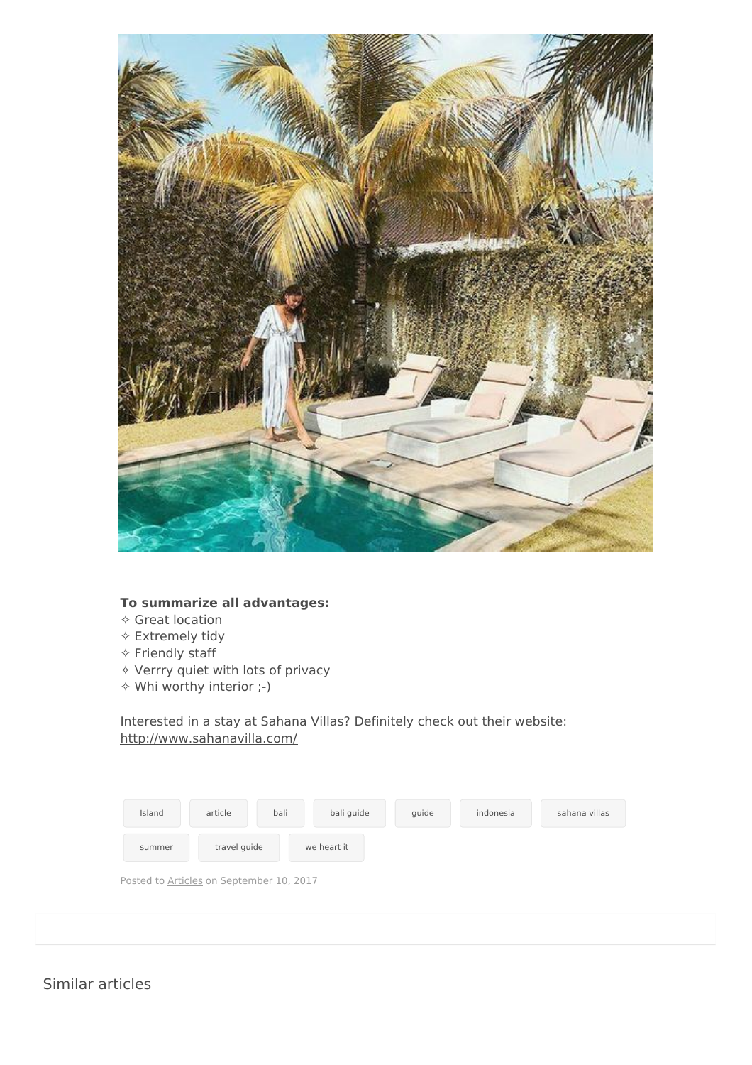**To summarize all advantages:**

✧ Great location
✧ Extremely tidy
✧ Friendly staff
✧ Verrry quiet with lots of privacy
✧ Whi worthy interior ;-)

Interested in a stay at Sahana Villas? Definitely check out their website: http://www.sahanavilla.com/

Island | article | bali | bali guide | guide | indonesia | sahana villas | summer | travel guide | we heart it

Posted to Articles on September 10, 2017

Similar articles